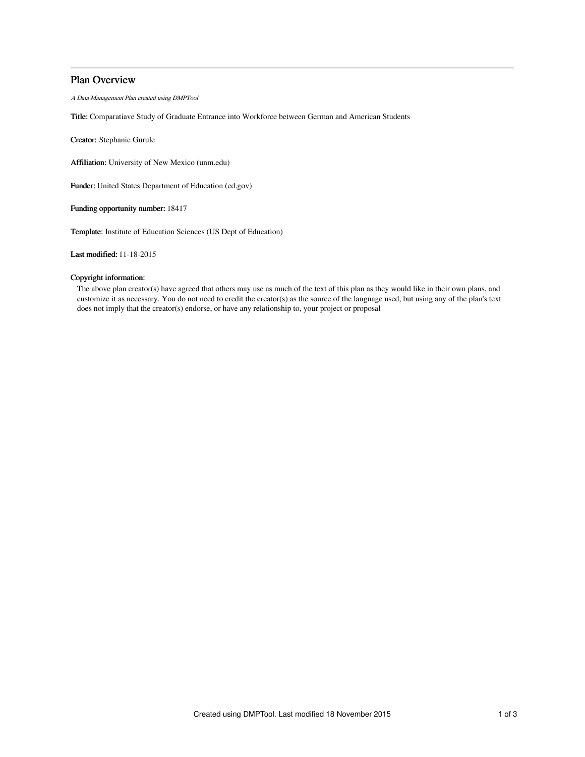# Plan Overview

*A Data Management Plan created using DMPTool*

**Title:** Comparatiave Study of Graduate Entrance into Workforce between German and American Students

**Creator:** Stephanie Gurule

**Affiliation:** University of New Mexico (unm.edu)

**Funder:** United States Department of Education (ed.gov)

**Funding opportunity number:** 18417

**Template:** Institute of Education Sciences (US Dept of Education)

**Last modified:** 11-18-2015

**Copyright information:**

The above plan creator(s) have agreed that others may use as much of the text of this plan as they would like in their own plans, and customize it as necessary. You do not need to credit the creator(s) as the source of the language used, but using any of the plan's text does not imply that the creator(s) endorse, or have any relationship to, your project or proposal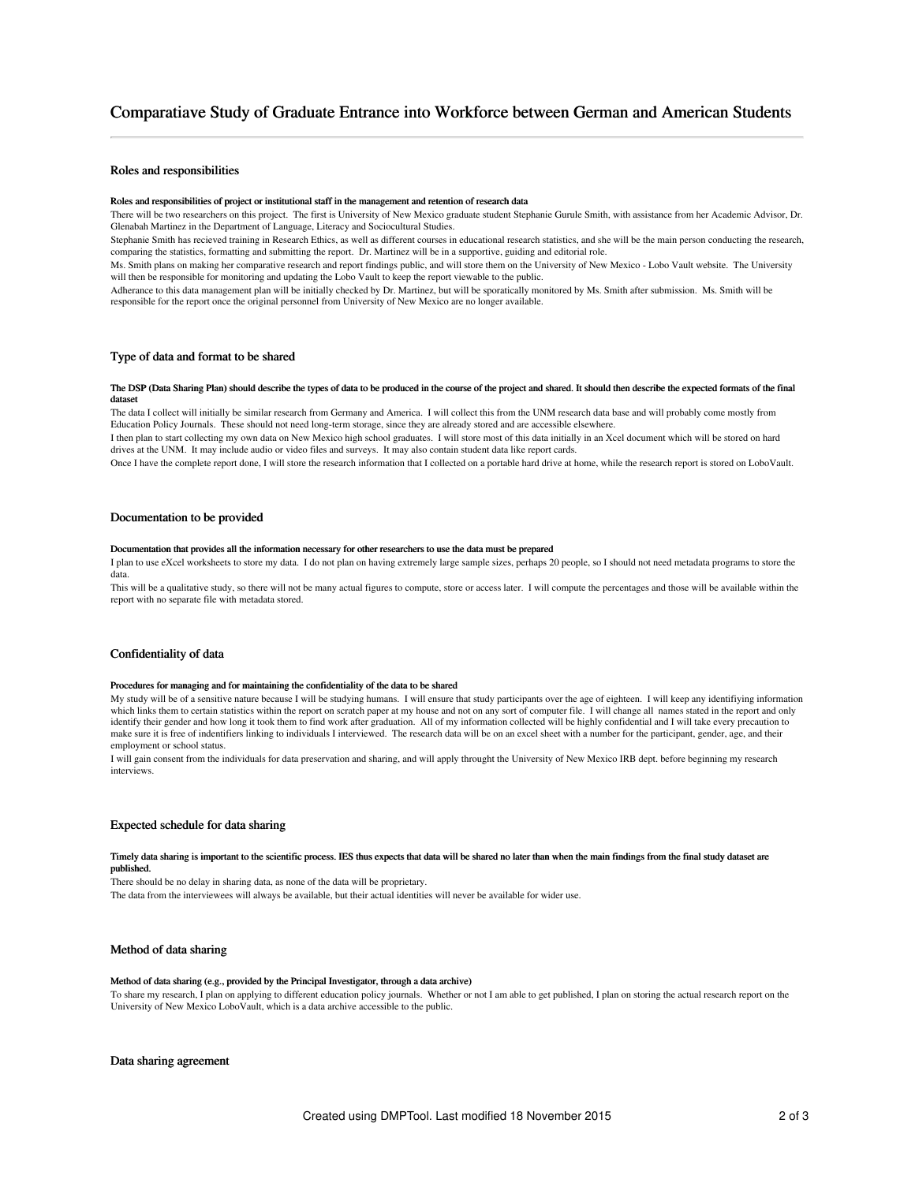# Comparatiave Study of Graduate Entrance into Workforce between German and American Students

## Roles and responsibilities

#### Roles and responsibilities of project or institutional staff in the management and retention of research data

There will be two researchers on this project. The first is University of New Mexico graduate student Stephanie Gurule Smith, with assistance from her Academic Advisor, Dr. Glenabah Martinez in the Department of Language, Literacy and Sociocultural Studies.

Stephanie Smith has recieved training in Research Ethics, as well as different courses in educational research statistics, and she will be the main person conducting the research, comparing the statistics, formatting and submitting the report. Dr. Martinez will be in a supportive, guiding and editorial role.

Ms. Smith plans on making her comparative research and report findings public, and will store them on the University of New Mexico - Lobo Vault website. The University will then be responsible for monitoring and updating the Lobo Vault to keep the report viewable to the public.

Adherance to this data management plan will be initially checked by Dr. Martinez, but will be sporatically monitored by Ms. Smith after submission. Ms. Smith will be responsible for the report once the original personnel from University of New Mexico are no longer available.

## Type of data and format to be shared

#### The DSP (Data Sharing Plan) should describe the types of data to be produced in the course of the project and shared. It should then describe the expected formats of the final dataset

The data I collect will initially be similar research from Germany and America. I will collect this from the UNM research data base and will probably come mostly from Education Policy Journals. These should not need long-term storage, since they are already stored and are accessible elsewhere.

I then plan to start collecting my own data on New Mexico high school graduates. I will store most of this data initially in an Xcel document which will be stored on hard drives at the UNM. It may include audio or video files and surveys. It may also contain student data like report cards.

Once I have the complete report done, I will store the research information that I collected on a portable hard drive at home, while the research report is stored on LoboVault.

## Documentation to be provided

#### Documentation that provides all the information necessary for other researchers to use the data must be prepared

I plan to use eXcel worksheets to store my data. I do not plan on having extremely large sample sizes, perhaps 20 people, so I should not need metadata programs to store the data.

This will be a qualitative study, so there will not be many actual figures to compute, store or access later. I will compute the percentages and those will be available within the report with no separate file with metadata stored.

## Confidentiality of data

#### Procedures for managing and for maintaining the confidentiality of the data to be shared

My study will be of a sensitive nature because I will be studying humans. I will ensure that study participants over the age of eighteen. I will keep any identifiying information which links them to certain statistics within the report on scratch paper at my house and not on any sort of computer file. I will change all names stated in the report and only identify their gender and how long it took them to find work after graduation. All of my information collected will be highly confidential and I will take every precaution to make sure it is free of indentifiers linking to individuals I interviewed. The research data will be on an excel sheet with a number for the participant, gender, age, and their employment or school status.

I will gain consent from the individuals for data preservation and sharing, and will apply throught the University of New Mexico IRB dept. before beginning my research interviews.

## Expected schedule for data sharing

#### Timely data sharing is important to the scientific process. IES thus expects that data will be shared no later than when the main findings from the final study dataset are published.

There should be no delay in sharing data, as none of the data will be proprietary.

The data from the interviewees will always be available, but their actual identities will never be available for wider use.

## Method of data sharing

#### Method of data sharing (e.g., provided by the Principal Investigator, through a data archive)

To share my research, I plan on applying to different education policy journals. Whether or not I am able to get published, I plan on storing the actual research report on the University of New Mexico LoboVault, which is a data archive accessible to the public.

## Data sharing agreement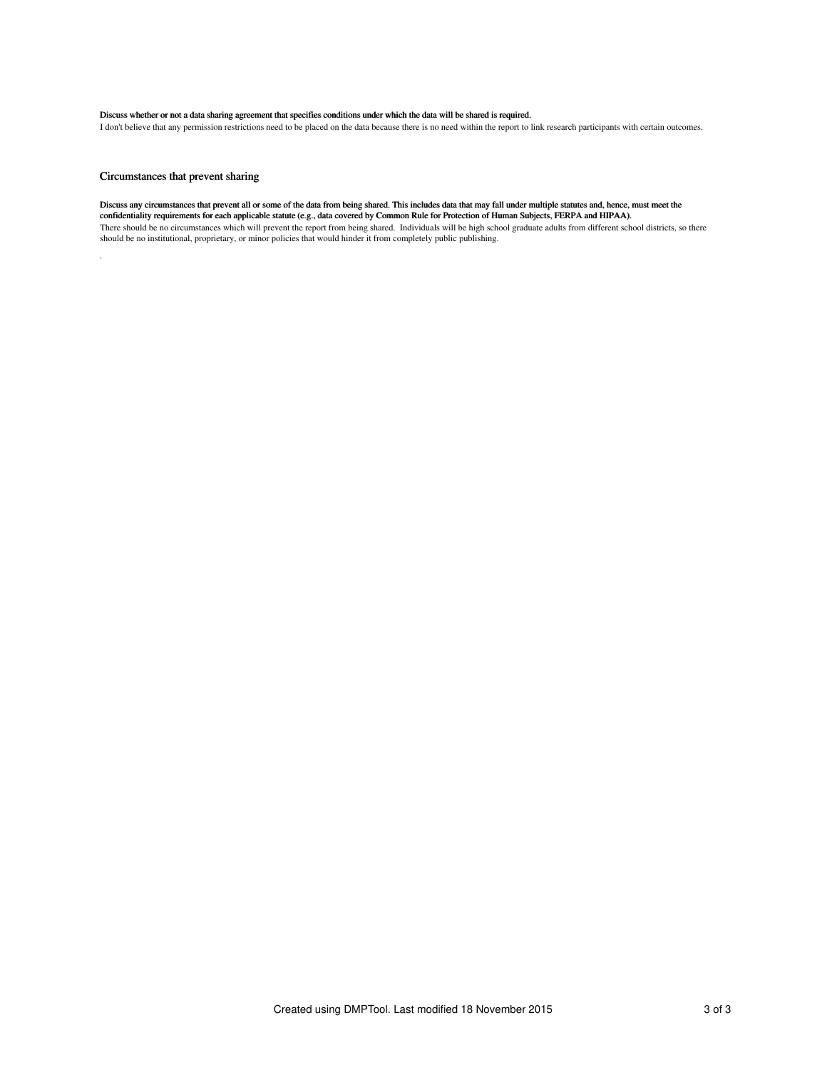**Discuss whether or not a data sharing agreement that specifies conditions under which the data will be shared is required.**

I don't believe that any permission restrictions need to be placed on the data because there is no need within the report to link research participants with certain outcomes.

## Circumstances that prevent sharing

**Discuss any circumstances that prevent all or some of the data from being shared. This includes data that may fall under multiple statutes and, hence, must meet the confidentiality requirements for each applicable statute (e.g., data covered by Common Rule for Protection of Human Subjects, FERPA and HIPAA).**

There should be no circumstances which will prevent the report from being shared. Individuals will be high school graduate adults from different school districts, so there should be no institutional, proprietary, or minor policies that would hinder it from completely public publishing.

.